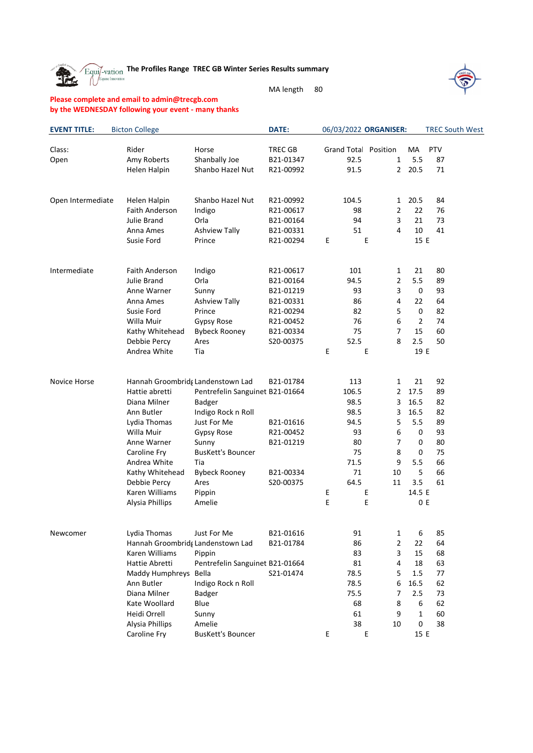**The Profiles Range TREC GB Winter Series Results summary**

MA length 80

**Please complete and email to admin@trecgb.com by the WEDNESDAY following your event - many thanks**

**EVENT TITLE:** Bicton College **DATE:** 06/03/2022 **ORGANISER:** TREC South West

| Class: | Rider | Horse | TREC GB | Grand Total | Position | MA | PTV |
|---|---|---|---|---|---|---|---|
| Open | Amy Roberts | Shanbally Joe | B21-01347 | 92.5 | 1 | 5.5 | 87 |
| | Helen Halpin | Shanbo Hazel Nut | R21-00992 | 91.5 | 2 | 20.5 | 71 |
| | | | | | | | |
| Open Intermediate | Helen Halpin | Shanbo Hazel Nut | R21-00992 | 104.5 | 1 | 20.5 | 84 |
| | Faith Anderson | Indigo | R21-00617 | 98 | 2 | 22 | 76 |
| | Julie Brand | Orla | B21-00164 | 94 | 3 | 21 | 73 |
| | Anna Ames | Ashview Tally | B21-00331 | 51 | 4 | 10 | 41 |
| | Susie Ford | Prince | R21-00294 | E | E | 15 | E |
| | | | | | | | |
| Intermediate | Faith Anderson | Indigo | R21-00617 | 101 | 1 | 21 | 80 |
| | Julie Brand | Orla | B21-00164 | 94.5 | 2 | 5.5 | 89 |
| | Anne Warner | Sunny | B21-01219 | 93 | 3 | 0 | 93 |
| | Anna Ames | Ashview Tally | B21-00331 | 86 | 4 | 22 | 64 |
| | Susie Ford | Prince | R21-00294 | 82 | 5 | 0 | 82 |
| | Willa Muir | Gypsy Rose | R21-00452 | 76 | 6 | 2 | 74 |
| | Kathy Whitehead | Bybeck Rooney | B21-00334 | 75 | 7 | 15 | 60 |
| | Debbie Percy | Ares | S20-00375 | 52.5 | 8 | 2.5 | 50 |
| | Andrea White | Tia | | E | E | 19 | E |
| | | | | | | | |
| Novice Horse | Hannah Groombridg | Landenstown Lad | B21-01784 | 113 | 1 | 21 | 92 |
| | Hattie abretti | Pentrefelin Sanguinet | B21-01664 | 106.5 | 2 | 17.5 | 89 |
| | Diana Milner | Badger | | 98.5 | 3 | 16.5 | 82 |
| | Ann Butler | Indigo Rock n Roll | | 98.5 | 3 | 16.5 | 82 |
| | Lydia Thomas | Just For Me | B21-01616 | 94.5 | 5 | 5.5 | 89 |
| | Willa Muir | Gypsy Rose | R21-00452 | 93 | 6 | 0 | 93 |
| | Anne Warner | Sunny | B21-01219 | 80 | 7 | 0 | 80 |
| | Caroline Fry | BusKett's Bouncer | | 75 | 8 | 0 | 75 |
| | Andrea White | Tia | | 71.5 | 9 | 5.5 | 66 |
| | Kathy Whitehead | Bybeck Rooney | B21-00334 | 71 | 10 | 5 | 66 |
| | Debbie Percy | Ares | S20-00375 | 64.5 | 11 | 3.5 | 61 |
| | Karen Williams | Pippin | | E | E | 14.5 | E |
| | Alysia Phillips | Amelie | | E | E | 0 | E |
| | | | | | | | |
| Newcomer | Lydia Thomas | Just For Me | B21-01616 | 91 | 1 | 6 | 85 |
| | Hannah Groombridg | Landenstown Lad | B21-01784 | 86 | 2 | 22 | 64 |
| | Karen Williams | Pippin | | 83 | 3 | 15 | 68 |
| | Hattie Abretti | Pentrefelin Sanguinet | B21-01664 | 81 | 4 | 18 | 63 |
| | Maddy Humphreys | Bella | S21-01474 | 78.5 | 5 | 1.5 | 77 |
| | Ann Butler | Indigo Rock n Roll | | 78.5 | 6 | 16.5 | 62 |
| | Diana Milner | Badger | | 75.5 | 7 | 2.5 | 73 |
| | Kate Woollard | Blue | | 68 | 8 | 6 | 62 |
| | Heidi Orrell | Sunny | | 61 | 9 | 1 | 60 |
| | Alysia Phillips | Amelie | | 38 | 10 | 0 | 38 |
| | Caroline Fry | BusKett's Bouncer | | E | E | 15 | E |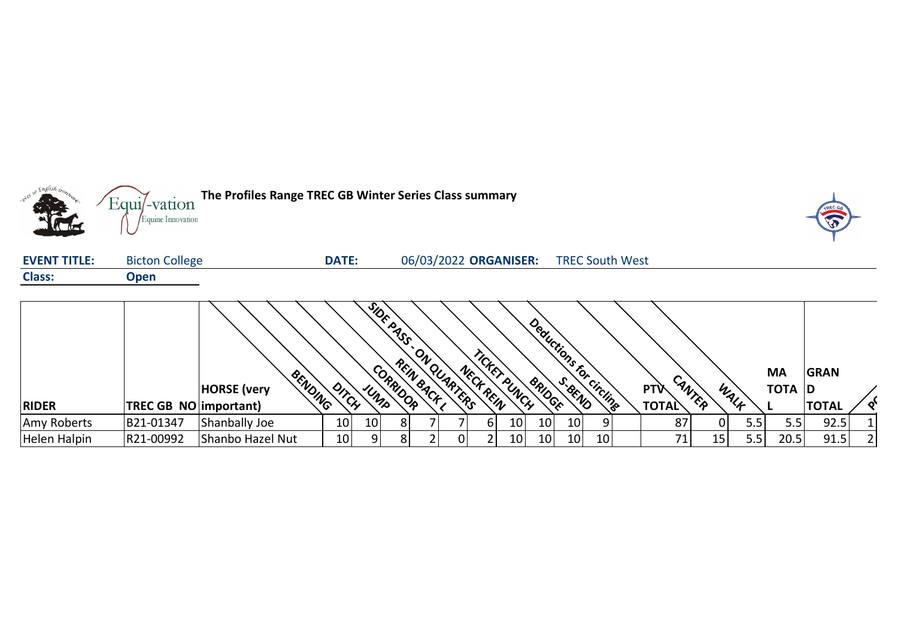**The Profiles Range TREC GB Winter Series Class summary**

**EVENT TITLE:** Bicton College **DATE:** 06/03/2022 **ORGANISER:** TREC South West

**Class:** **Open**

| RIDER | TREC GB NO | HORSE (very important) | BENDING | DITCH | JUMP | CORRIDOR | SIDE PASS - ON QUARTERS | REIN BACK L | NECK REIN | TICKET PUNCH | BRIDGE | S-BEND | Deductions for circling | PTV TOTAL | CANTER | WALK | MA TOTAL | GRAND TOTAL | PO |
|---|---|---|---|---|---|---|---|---|---|---|---|---|---|---|---|---|---|---|---|
| Amy Roberts | B21-01347 | Shanbally Joe | 10 | 10 | 8 | 7 | 7 | 6 | 10 | 10 | 10 | 9 | | 87 | 0 | 5.5 | 5.5 | 92.5 | 1 |
| Helen Halpin | R21-00992 | Shanbo Hazel Nut | 10 | 9 | 8 | 2 | 0 | 2 | 10 | 10 | 10 | 10 | | 71 | 15 | 5.5 | 20.5 | 91.5 | 2 |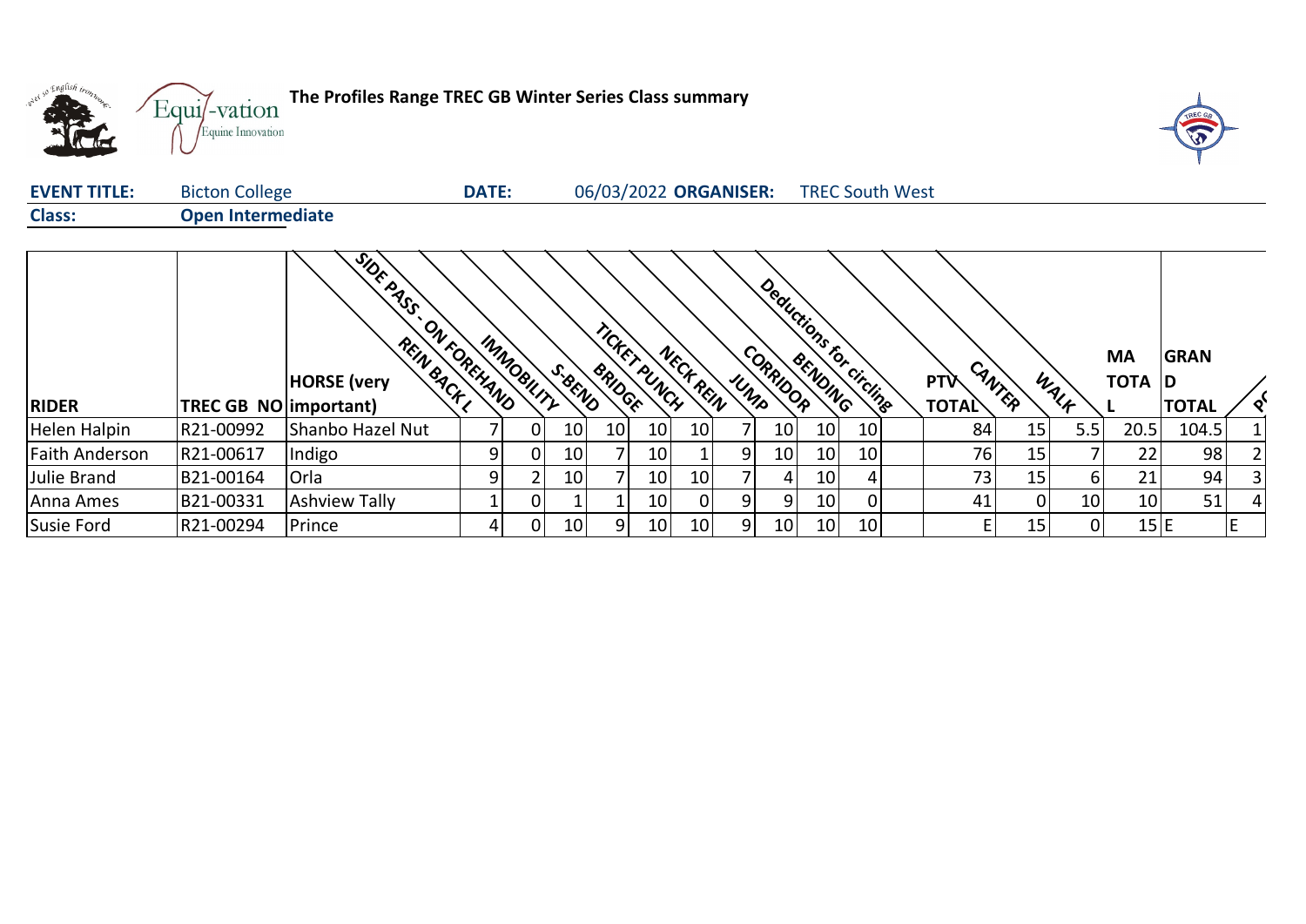**The Profiles Range TREC GB Winter Series Class summary**

| **EVENT TITLE:** | Bicton College | **DATE:** | 06/03/2022 | **ORGANISER:** | TREC South West |
|---|---|---|---|---|---|
| **Class:** | **Open Intermediate** | | | | |

| RIDER | TREC GB NO | HORSE (very important) | REIN BACK L | SIDE PASS - ON FOREHAND | IMMOBILITY | S-BEND | BRIDGE | TICKET PUNCH | NECK REIN | JUMP | CORRIDOR | BENDING | Deductions for circling | PTV TOTAL | CANTER | WALK | MA TOTAL | GRAND TOTAL | PO |
|---|---|---|---|---|---|---|---|---|---|---|---|---|---|---|---|---|---|---|---|
| Helen Halpin | R21-00992 | Shanbo Hazel Nut | 7 | 0 | 10 | 10 | 10 | 10 | 7 | 10 | 10 | 10 | | 84 | 15 | 5.5 | 20.5 | 104.5 | 1 |
| Faith Anderson | R21-00617 | Indigo | 9 | 0 | 10 | 7 | 10 | 1 | 9 | 10 | 10 | 10 | | 76 | 15 | 7 | 22 | 98 | 2 |
| Julie Brand | B21-00164 | Orla | 9 | 2 | 10 | 7 | 10 | 10 | 7 | 4 | 10 | 4 | | 73 | 15 | 6 | 21 | 94 | 3 |
| Anna Ames | B21-00331 | Ashview Tally | 1 | 0 | 1 | 1 | 10 | 0 | 9 | 9 | 10 | 0 | | 41 | 0 | 10 | 10 | 51 | 4 |
| Susie Ford | R21-00294 | Prince | 4 | 0 | 10 | 9 | 10 | 10 | 9 | 10 | 10 | 10 | | E | 15 | 0 | 15 | E | E |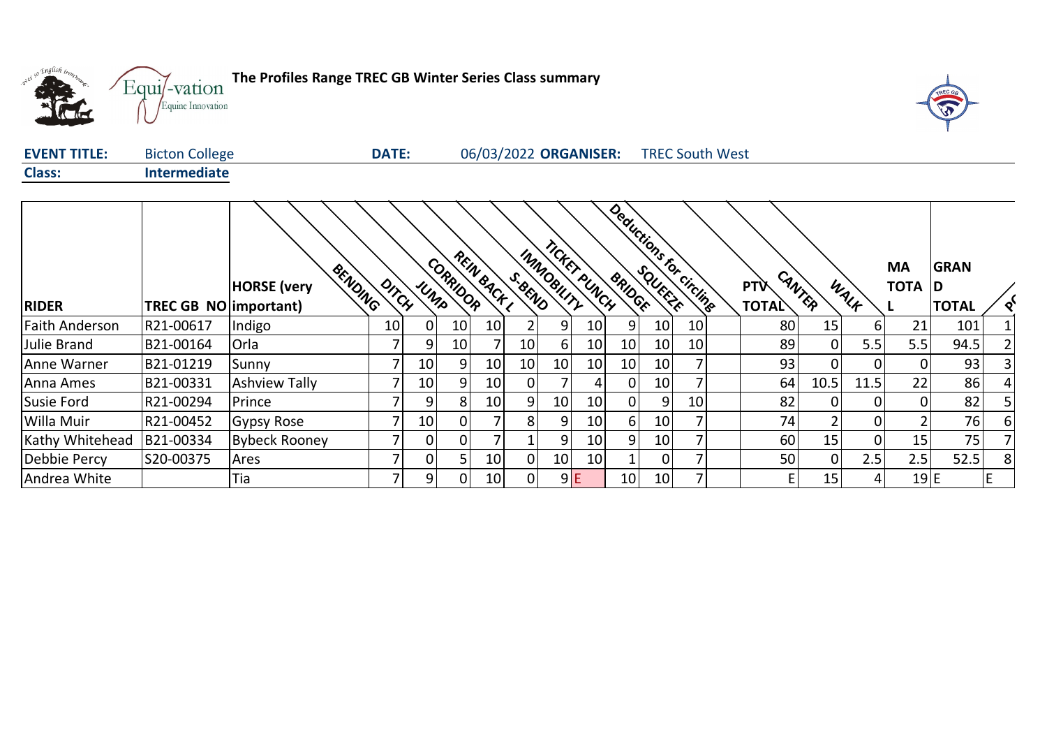**The Profiles Range TREC GB Winter Series Class summary**

**EVENT TITLE:** Bicton College **DATE:** 06/03/2022 **ORGANISER:** TREC South West

**Class:** **Intermediate**

| RIDER | TREC GB NO | HORSE (very important) | BENDING | DITCH | JUMP | CORRIDOR | REIN BACK L | S-BEND | IMMOBILITY | TICKET PUNCH | BRIDGE | SQUEEZE | Deductions for circling | PTV TOTAL | CANTER | WALK | MA TOTAL | GRAND TOTAL | PO |
|---|---|---|---|---|---|---|---|---|---|---|---|---|---|---|---|---|---|---|---|
| Faith Anderson | R21-00617 | Indigo | 10 | 0 | 10 | 10 | 2 | 9 | 10 | 9 | 10 | 10 | | 80 | 15 | 6 | 21 | 101 | 1 |
| Julie Brand | B21-00164 | Orla | 7 | 9 | 10 | 7 | 10 | 6 | 10 | 10 | 10 | 10 | | 89 | 0 | 5.5 | 5.5 | 94.5 | 2 |
| Anne Warner | B21-01219 | Sunny | 7 | 10 | 9 | 10 | 10 | 10 | 10 | 10 | 10 | 7 | | 93 | 0 | 0 | 0 | 93 | 3 |
| Anna Ames | B21-00331 | Ashview Tally | 7 | 10 | 9 | 10 | 0 | 7 | 4 | 0 | 10 | 7 | | 64 | 10.5 | 11.5 | 22 | 86 | 4 |
| Susie Ford | R21-00294 | Prince | 7 | 9 | 8 | 10 | 9 | 10 | 10 | 0 | 9 | 10 | | 82 | 0 | 0 | 0 | 82 | 5 |
| Willa Muir | R21-00452 | Gypsy Rose | 7 | 10 | 0 | 7 | 8 | 9 | 10 | 6 | 10 | 7 | | 74 | 2 | 0 | 2 | 76 | 6 |
| Kathy Whitehead | B21-00334 | Bybeck Rooney | 7 | 0 | 0 | 7 | 1 | 9 | 10 | 9 | 10 | 7 | | 60 | 15 | 0 | 15 | 75 | 7 |
| Debbie Percy | S20-00375 | Ares | 7 | 0 | 5 | 10 | 0 | 10 | 10 | 1 | 0 | 7 | | 50 | 0 | 2.5 | 2.5 | 52.5 | 8 |
| Andrea White | | Tia | 7 | 9 | 0 | 10 | 0 | 9 | E | 10 | 10 | 7 | | E | 15 | 4 | 19 | E | E |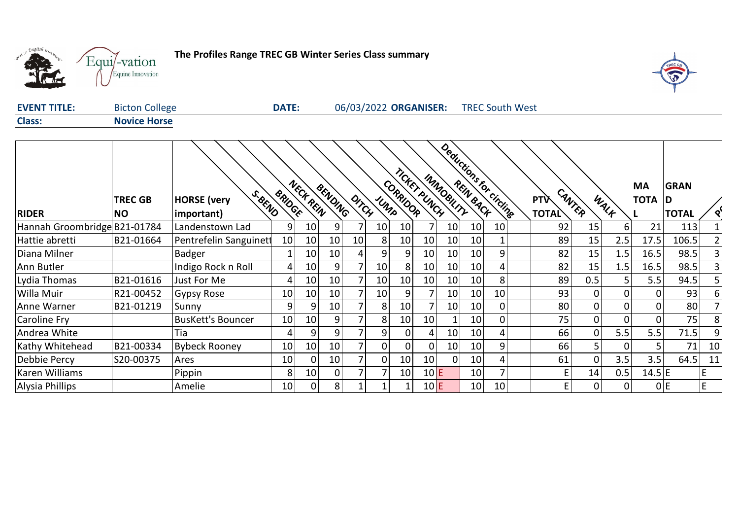# The Profiles Range TREC GB Winter Series Class summary

**EVENT TITLE:** Bicton College **DATE:** 06/03/2022 **ORGANISER:** TREC South West

**Class:** Novice Horse

| RIDER | TREC GB NO | HORSE (very important) | S-BEND | BRIDGE | NECK REIN | BENDING | DITCH | JUMP | CORRIDOR | TICKET PUNCH | IMMOBILITY | REIN BACK | Deductions for circling | PTV TOTAL | CANTER | WALK | MA TOTAL | GRAND TOTAL | P |
|---|---|---|---|---|---|---|---|---|---|---|---|---|---|---|---|---|---|---|---|
| Hannah Groombridge | B21-01784 | Landenstown Lad | 9 | 10 | 9 | 7 | 10 | 10 | 7 | 10 | 10 | 10 | | 92 | 15 | 6 | 21 | 113 | 1 |
| Hattie abretti | B21-01664 | Pentrefelin Sanguinett | 10 | 10 | 10 | 10 | 8 | 10 | 10 | 10 | 10 | 1 | | 89 | 15 | 2.5 | 17.5 | 106.5 | 2 |
| Diana Milner | | Badger | 1 | 10 | 10 | 4 | 9 | 9 | 10 | 10 | 10 | 9 | | 82 | 15 | 1.5 | 16.5 | 98.5 | 3 |
| Ann Butler | | Indigo Rock n Roll | 4 | 10 | 9 | 7 | 10 | 8 | 10 | 10 | 10 | 4 | | 82 | 15 | 1.5 | 16.5 | 98.5 | 3 |
| Lydia Thomas | B21-01616 | Just For Me | 4 | 10 | 10 | 7 | 10 | 10 | 10 | 10 | 10 | 8 | | 89 | 0.5 | 5 | 5.5 | 94.5 | 5 |
| Willa Muir | R21-00452 | Gypsy Rose | 10 | 10 | 10 | 7 | 10 | 9 | 7 | 10 | 10 | 10 | | 93 | 0 | 0 | 0 | 93 | 6 |
| Anne Warner | B21-01219 | Sunny | 9 | 9 | 10 | 7 | 8 | 10 | 7 | 10 | 10 | 0 | | 80 | 0 | 0 | 0 | 80 | 7 |
| Caroline Fry | | BusKett's Bouncer | 10 | 10 | 9 | 7 | 8 | 10 | 10 | 1 | 10 | 0 | | 75 | 0 | 0 | 0 | 75 | 8 |
| Andrea White | | Tia | 4 | 9 | 9 | 7 | 9 | 0 | 4 | 10 | 10 | 4 | | 66 | 0 | 5.5 | 5.5 | 71.5 | 9 |
| Kathy Whitehead | B21-00334 | Bybeck Rooney | 10 | 10 | 10 | 7 | 0 | 0 | 0 | 10 | 10 | 9 | | 66 | 5 | 0 | 5 | 71 | 10 |
| Debbie Percy | S20-00375 | Ares | 10 | 0 | 10 | 7 | 0 | 10 | 10 | 0 | 10 | 4 | | 61 | 0 | 3.5 | 3.5 | 64.5 | 11 |
| Karen Williams | | Pippin | 8 | 10 | 0 | 7 | 7 | 10 | 10 | E | 10 | 7 | | E | 14 | 0.5 | 14.5 | E | E |
| Alysia Phillips | | Amelie | 10 | 0 | 8 | 1 | 1 | 1 | 10 | E | 10 | 10 | | E | 0 | 0 | 0 | E | E |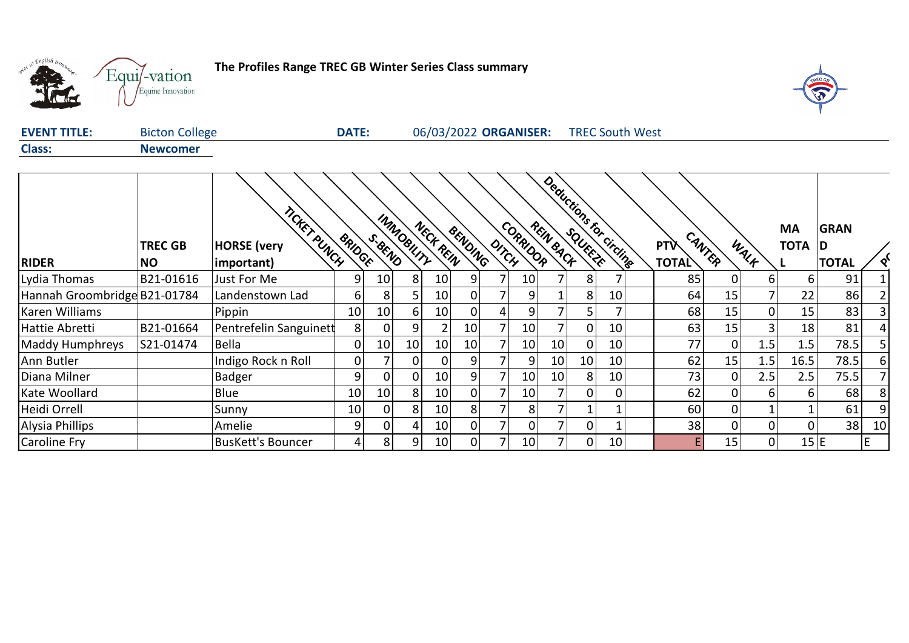**The Profiles Range TREC GB Winter Series Class summary**

**EVENT TITLE:** Bicton College **DATE:** 06/03/2022 **ORGANISER:** TREC South West

**Class:** Newcomer

| RIDER | TREC GB NO | HORSE (very important) | TICKET PUNCH | BRIDGE | S-BEND | IMMOBILITY | NECK REIN | BENDING | DITCH | CORRIDOR | REIN BACK | SQUEEZE | Deductions for circling | PTV TOTAL | CANTER | WALK | MA TOTAL | GRAND TOTAL | PO |
|---|---|---|---|---|---|---|---|---|---|---|---|---|---|---|---|---|---|---|---|
| Lydia Thomas | B21-01616 | Just For Me | 9 | 10 | 8 | 10 | 9 | 7 | 10 | 7 | 8 | 7 | | 85 | 0 | 6 | 6 | 91 | 1 |
| Hannah Groombridge | B21-01784 | Landenstown Lad | 6 | 8 | 5 | 10 | 0 | 7 | 9 | 1 | 8 | 10 | | 64 | 15 | 7 | 22 | 86 | 2 |
| Karen Williams | | Pippin | 10 | 10 | 6 | 10 | 0 | 4 | 9 | 7 | 5 | 7 | | 68 | 15 | 0 | 15 | 83 | 3 |
| Hattie Abretti | B21-01664 | Pentrefelin Sanguinett | 8 | 0 | 9 | 2 | 10 | 7 | 10 | 7 | 0 | 10 | | 63 | 15 | 3 | 18 | 81 | 4 |
| Maddy Humphreys | S21-01474 | Bella | 0 | 10 | 10 | 10 | 10 | 7 | 10 | 10 | 0 | 10 | | 77 | 0 | 1.5 | 1.5 | 78.5 | 5 |
| Ann Butler | | Indigo Rock n Roll | 0 | 7 | 0 | 0 | 9 | 7 | 9 | 10 | 10 | 10 | | 62 | 15 | 1.5 | 16.5 | 78.5 | 6 |
| Diana Milner | | Badger | 9 | 0 | 0 | 10 | 9 | 7 | 10 | 10 | 8 | 10 | | 73 | 0 | 2.5 | 2.5 | 75.5 | 7 |
| Kate Woollard | | Blue | 10 | 10 | 8 | 10 | 0 | 7 | 10 | 7 | 0 | 0 | | 62 | 0 | 6 | 6 | 68 | 8 |
| Heidi Orrell | | Sunny | 10 | 0 | 8 | 10 | 8 | 7 | 8 | 7 | 1 | 1 | | 60 | 0 | 1 | 1 | 61 | 9 |
| Alysia Phillips | | Amelie | 9 | 0 | 4 | 10 | 0 | 7 | 0 | 7 | 0 | 1 | | 38 | 0 | 0 | 0 | 38 | 10 |
| Caroline Fry | | BusKett's Bouncer | 4 | 8 | 9 | 10 | 0 | 7 | 10 | 7 | 0 | 10 | | E | 15 | 0 | 15 | E | E |